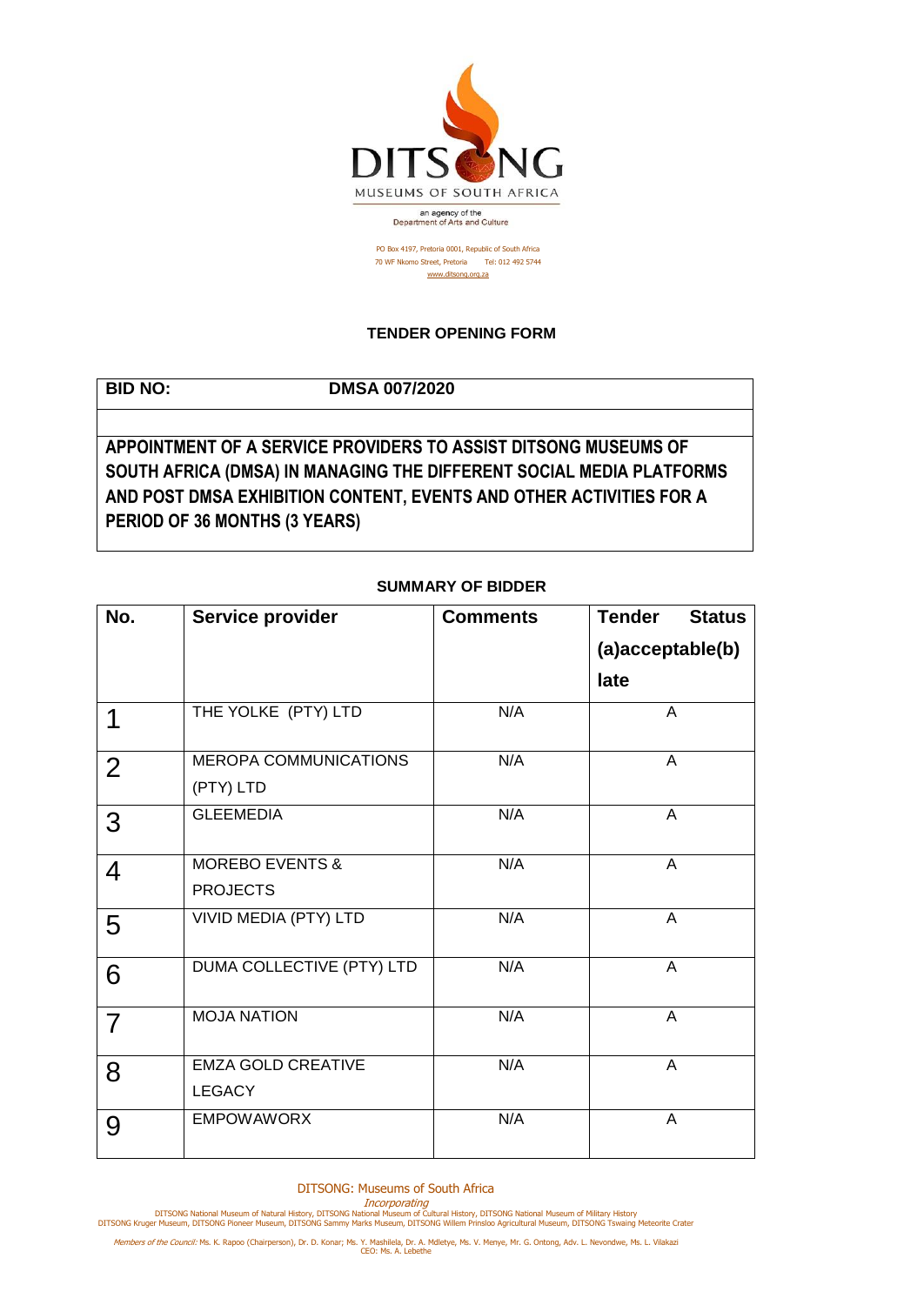DITSONG

MUSEUMS OF SOUTH AFRICA

an agency of the Department of Arts and Culture

PO Box 4197, Pretoria 0001, Republic of South Africa
70 WF Nkomo Street, Pretoria Tel: 012 492 5744
www.ditsong.org.za

## TENDER OPENING FORM

| **BID NO:** | **DMSA 007/2020** |
|---|---|
| | |

**APPOINTMENT OF A SERVICE PROVIDERS TO ASSIST DITSONG MUSEUMS OF SOUTH AFRICA (DMSA) IN MANAGING THE DIFFERENT SOCIAL MEDIA PLATFORMS AND POST DMSA EXHIBITION CONTENT, EVENTS AND OTHER ACTIVITIES FOR A PERIOD OF 36 MONTHS (3 YEARS)**

### SUMMARY OF BIDDER

| No. | Service provider | Comments | Tender Status (a)acceptable(b) late |
|---|---|---|---|
| 1 | THE YOLKE (PTY) LTD | N/A | A |
| 2 | MEROPA COMMUNICATIONS (PTY) LTD | N/A | A |
| 3 | GLEEMEDIA | N/A | A |
| 4 | MOREBO EVENTS & PROJECTS | N/A | A |
| 5 | VIVID MEDIA (PTY) LTD | N/A | A |
| 6 | DUMA COLLECTIVE (PTY) LTD | N/A | A |
| 7 | MOJA NATION | N/A | A |
| 8 | EMZA GOLD CREATIVE LEGACY | N/A | A |
| 9 | EMPOWAWORX | N/A | A |

DITSONG: Museums of South Africa

*Incorporating*

DITSONG National Museum of Natural History, DITSONG National Museum of Cultural History, DITSONG National Museum of Military History
DITSONG Kruger Museum, DITSONG Pioneer Museum, DITSONG Sammy Marks Museum, DITSONG Willem Prinsloo Agricultural Museum, DITSONG Tswaing Meteorite Crater

*Members of the Council:* Ms. K. Rapoo (Chairperson), Dr. D. Konar; Ms. Y. Mashilela, Dr. A. Mdletye, Ms. V. Menye, Mr. G. Ontong, Adv. L. Nevondwe, Ms. L. Vilakazi
CEO: Ms. A. Lebethe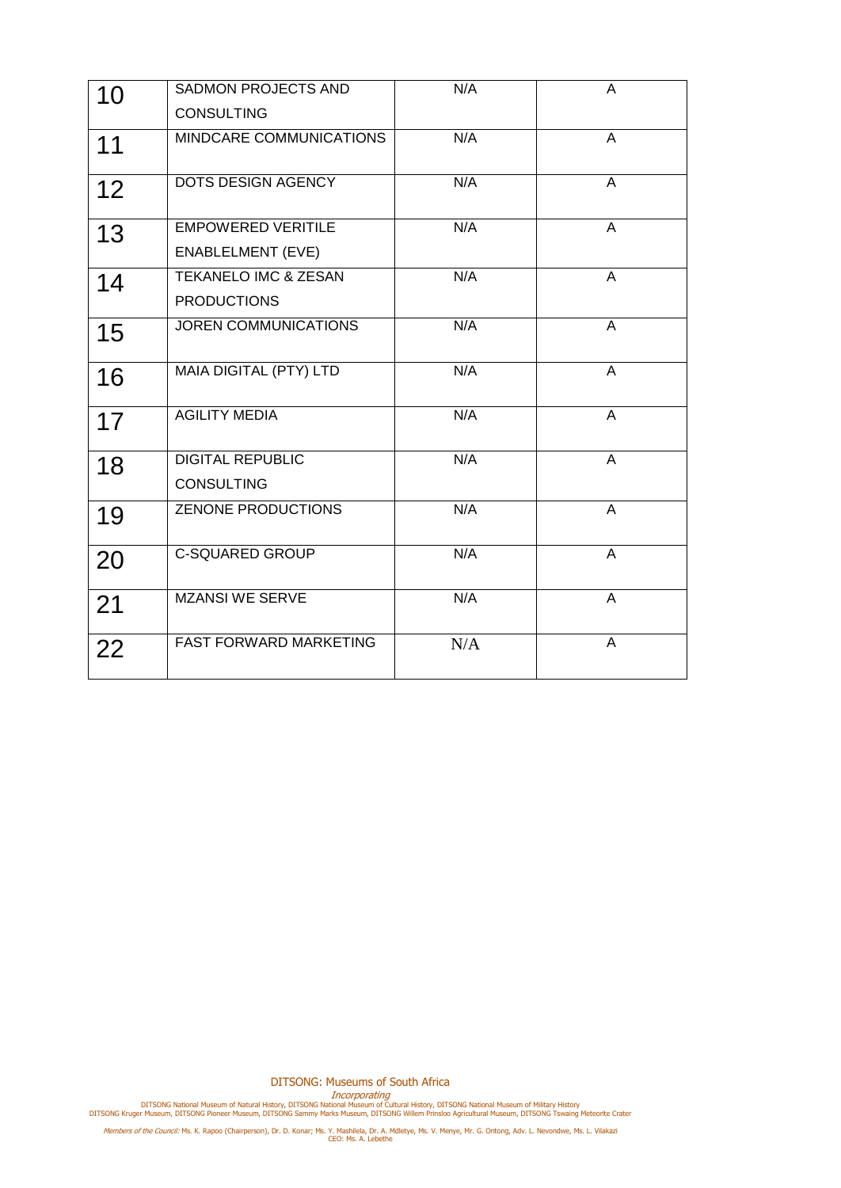| | | | |
|---|---|---|---|
| 10 | SADMON PROJECTS AND CONSULTING | N/A | A |
| 11 | MINDCARE COMMUNICATIONS | N/A | A |
| 12 | DOTS DESIGN AGENCY | N/A | A |
| 13 | EMPOWERED VERITILE ENABLEMENT (EVE) | N/A | A |
| 14 | TEKANELO IMC & ZESAN PRODUCTIONS | N/A | A |
| 15 | JOREN COMMUNICATIONS | N/A | A |
| 16 | MAIA DIGITAL (PTY) LTD | N/A | A |
| 17 | AGILITY MEDIA | N/A | A |
| 18 | DIGITAL REPUBLIC CONSULTING | N/A | A |
| 19 | ZENONE PRODUCTIONS | N/A | A |
| 20 | C-SQUARED GROUP | N/A | A |
| 21 | MZANSI WE SERVE | N/A | A |
| 22 | FAST FORWARD MARKETING | N/A | A |